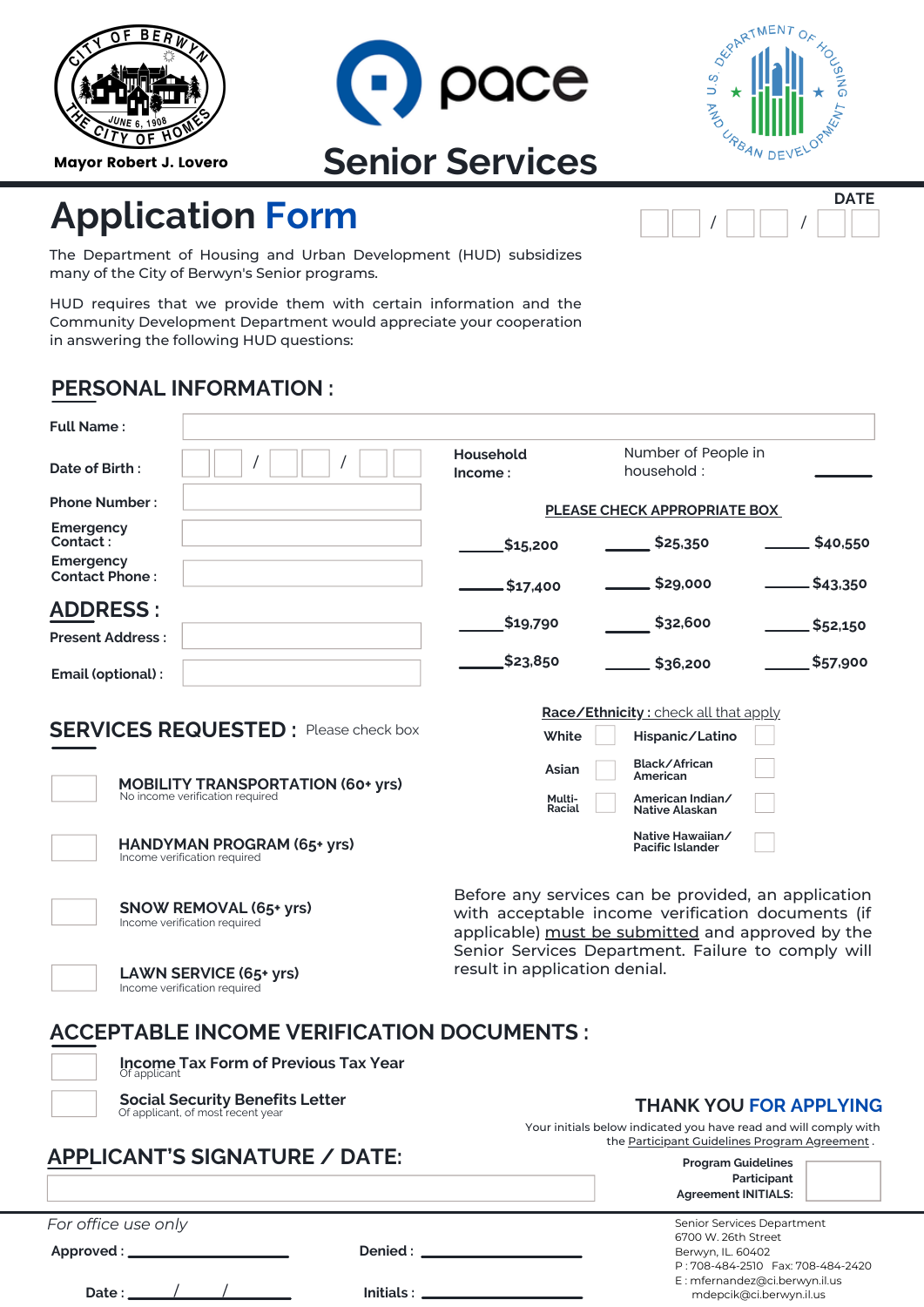CITY OF BERWYN — THE CITY OF HOMES — JUNE 6, 1908

**Mayor Robert J. Lovero**

pace

# Senior Services

U.S. DEPARTMENT OF HOUSING AND URBAN DEVELOPMENT

# Application Form

**DATE** ___ ___ / ___ ___ / ___ ___

The Department of Housing and Urban Development (HUD) subsidizes many of the City of Berwyn's Senior programs.

HUD requires that we provide them with certain information and the Community Development Department would appreciate your cooperation in answering the following HUD questions:

## PERSONAL INFORMATION :

**Full Name :**

**Date of Birth :** ___ ___ / ___ ___ / ___ ___

**Phone Number :**

**Emergency Contact :**

**Emergency Contact Phone :**

## ADDRESS :

**Present Address :**

**Email (optional) :**

**Household Income :**

Number of People in household : ______

**PLEASE CHECK APPROPRIATE BOX**

| | | |
|---|---|---|
| ____ $15,200 | ____ $25,350 | ____ $40,550 |
| ____ $17,400 | ____ $29,000 | ____ $43,350 |
| ____ $19,790 | ____ $32,600 | ____ $52,150 |
| ____ $23,850 | ____ $36,200 | ____ $57,900 |

**Race/Ethnicity :** check all that apply

| | | | |
|---|---|---|---|
| White | ☐ | Hispanic/Latino | ☐ |
| Asian | ☐ | Black/African American | ☐ |
| Multi-Racial | ☐ | American Indian/ Native Alaskan | ☐ |
| | | Native Hawaiian/ Pacific Islander | ☐ |

## SERVICES REQUESTED : Please check box

☐ **MOBILITY TRANSPORTATION (60+ yrs)**
No income verification required

☐ **HANDYMAN PROGRAM (65+ yrs)**
Income verification required

☐ **SNOW REMOVAL (65+ yrs)**
Income verification required

☐ **LAWN SERVICE (65+ yrs)**
Income verification required

Before any services can be provided, an application with acceptable income verification documents (if applicable) must be submitted and approved by the Senior Services Department. Failure to comply will result in application denial.

## ACCEPTABLE INCOME VERIFICATION DOCUMENTS :

☐ **Income Tax Form of Previous Tax Year**
Of applicant

☐ **Social Security Benefits Letter**
Of applicant, of most recent year

## APPLICANT'S SIGNATURE / DATE:

## THANK YOU FOR APPLYING

Your initials below indicated you have read and will comply with the Participant Guidelines Program Agreement .

**Program Guidelines Participant Agreement INITIALS:**

*For office use only*

**Approved :** ______________ **Denied :** ______________

**Date :** ____/____/______ **Initials :** ______________

Senior Services Department
6700 W. 26th Street
Berwyn, IL. 60402
P : 708-484-2510 Fax: 708-484-2420
E : mfernandez@ci.berwyn.il.us
mdepcik@ci.berwyn.il.us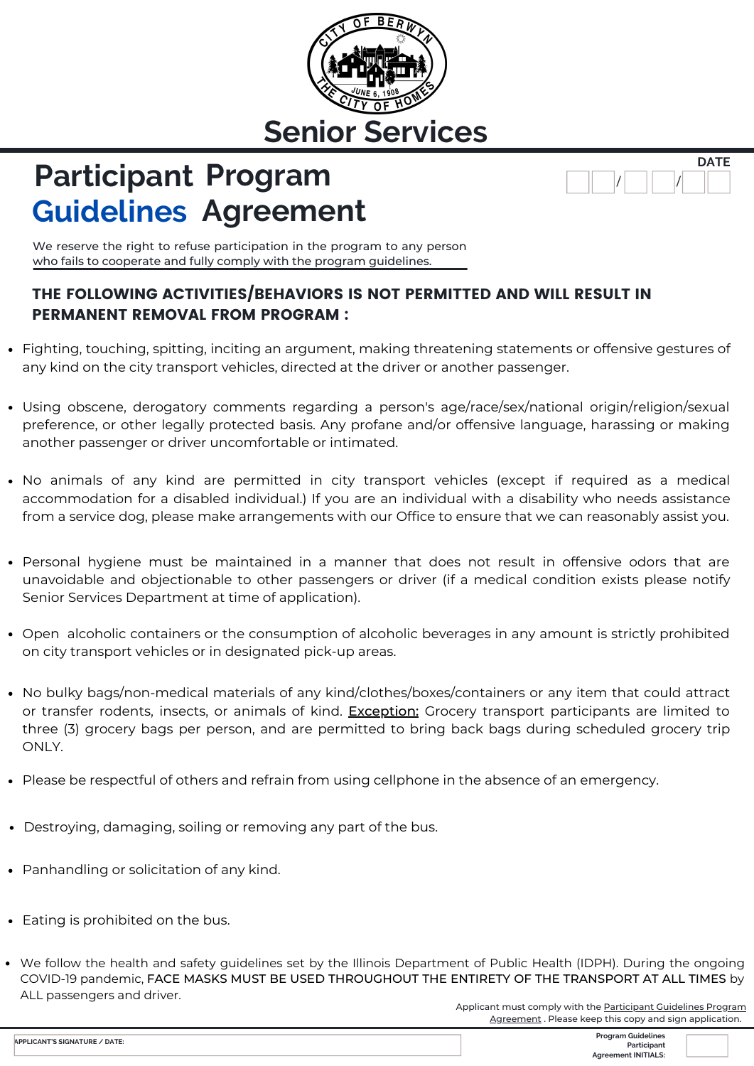# Senior Services

## Participant Program Guidelines Agreement

DATE

__ __ / __ __ / __ __

We reserve the right to refuse participation in the program to any person who fails to cooperate and fully comply with the program guidelines.

### THE FOLLOWING ACTIVITIES/BEHAVIORS IS NOT PERMITTED AND WILL RESULT IN PERMANENT REMOVAL FROM PROGRAM :

- Fighting, touching, spitting, inciting an argument, making threatening statements or offensive gestures of any kind on the city transport vehicles, directed at the driver or another passenger.
- Using obscene, derogatory comments regarding a person's age/race/sex/national origin/religion/sexual preference, or other legally protected basis. Any profane and/or offensive language, harassing or making another passenger or driver uncomfortable or intimated.
- No animals of any kind are permitted in city transport vehicles (except if required as a medical accommodation for a disabled individual.) If you are an individual with a disability who needs assistance from a service dog, please make arrangements with our Office to ensure that we can reasonably assist you.
- Personal hygiene must be maintained in a manner that does not result in offensive odors that are unavoidable and objectionable to other passengers or driver (if a medical condition exists please notify Senior Services Department at time of application).
- Open alcoholic containers or the consumption of alcoholic beverages in any amount is strictly prohibited on city transport vehicles or in designated pick-up areas.
- No bulky bags/non-medical materials of any kind/clothes/boxes/containers or any item that could attract or transfer rodents, insects, or animals of kind. Exception: Grocery transport participants are limited to three (3) grocery bags per person, and are permitted to bring back bags during scheduled grocery trip ONLY.
- Please be respectful of others and refrain from using cellphone in the absence of an emergency.
- Destroying, damaging, soiling or removing any part of the bus.
- Panhandling or solicitation of any kind.
- Eating is prohibited on the bus.
- We follow the health and safety guidelines set by the Illinois Department of Public Health (IDPH). During the ongoing COVID-19 pandemic, FACE MASKS MUST BE USED THROUGHOUT THE ENTIRETY OF THE TRANSPORT AT ALL TIMES by ALL passengers and driver.

Applicant must comply with the Participant Guidelines Program Agreement . Please keep this copy and sign application.

APPLICANT'S SIGNATURE / DATE: ______________________

Program Guidelines Participant Agreement INITIALS: ______